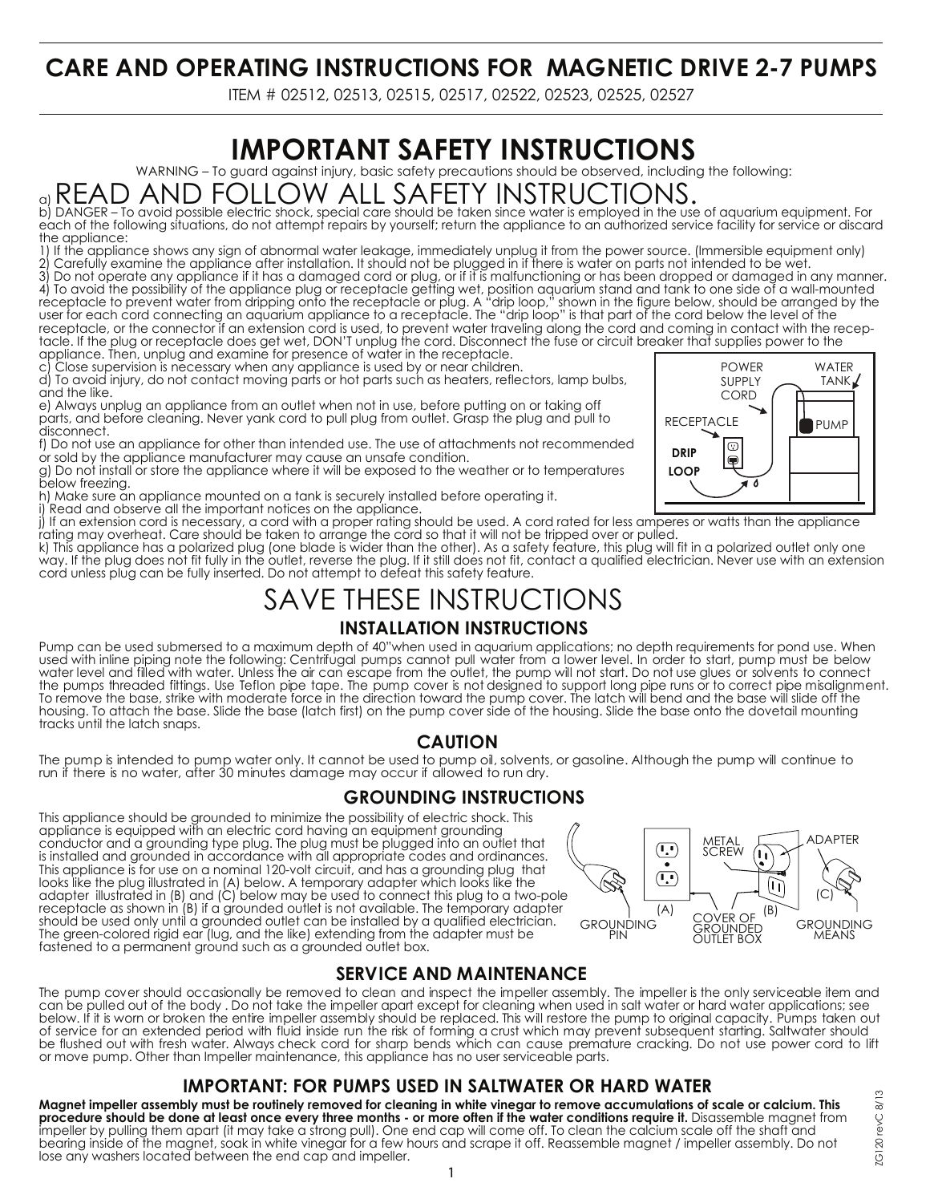# CARE AND OPERATING INSTRUCTIONS FOR MAGNETIC DRIVE 2-7 PUMPS

ITEM # 02512, 02513, 02515, 02517, 02522, 02523, 02525, 02527

# IMPORTANT SAFETY INSTRUCTIONS

WARNING – To guard against injury, basic safety precautions should be observed, including the following:

a) READ AND FOLLOW ALL SAFETY INSTRUCTIONS.

b) DANGER – To avoid possible electric shock, special care should be taken since water is employed in the use of aquarium equipment. For each of the following situations, do not attempt repairs by yourself; return the appliance to an authorized service facility for service or discard the appliance:

1) If the appliance shows any sign of abnormal water leakage, immediately unplug it from the power source. (Immersible equipment only)
2) Carefully examine the appliance after installation. It should not be plugged in if there is water on parts not intended to be wet.
3) Do not operate any appliance if it has a damaged cord or plug, or if it is malfunctioning or has been dropped or damaged in any manner.
4) To avoid the possibility of the appliance plug or receptacle getting wet, position aquarium stand and tank to one side of a wall-mounted receptacle to prevent water from dripping onto the receptacle or plug. A "drip loop," shown in the figure below, should be arranged by the user for each cord connecting an aquarium appliance to a receptacle. The "drip loop" is that part of the cord below the level of the receptacle, or the connector if an extension cord is used, to prevent water traveling along the cord and coming in contact with the receptacle. If the plug or receptacle does get wet, DON'T unplug the cord. Disconnect the fuse or circuit breaker that supplies power to the appliance. Then, unplug and examine for presence of water in the receptacle.

c) Close supervision is necessary when any appliance is used by or near children.

d) To avoid injury, do not contact moving parts or hot parts such as heaters, reflectors, lamp bulbs, and the like.

e) Always unplug an appliance from an outlet when not in use, before putting on or taking off parts, and before cleaning. Never yank cord to pull plug from outlet. Grasp the plug and pull to disconnect.

f) Do not use an appliance for other than intended use. The use of attachments not recommended or sold by the appliance manufacturer may cause an unsafe condition.

g) Do not install or store the appliance where it will be exposed to the weather or to temperatures below freezing.

h) Make sure an appliance mounted on a tank is securely installed before operating it.

i) Read and observe all the important notices on the appliance.

j) If an extension cord is necessary, a cord with a proper rating should be used. A cord rated for less amperes or watts than the appliance rating may overheat. Care should be taken to arrange the cord so that it will not be tripped over or pulled.

k) This appliance has a polarized plug (one blade is wider than the other). As a safety feature, this plug will fit in a polarized outlet only one way. If the plug does not fit fully in the outlet, reverse the plug. If it still does not fit, contact a qualified electrician. Never use with an extension cord unless plug can be fully inserted. Do not attempt to defeat this safety feature.

POWER SUPPLY CORD — WATER TANK — RECEPTACLE — PUMP — DRIP LOOP

# SAVE THESE INSTRUCTIONS

## INSTALLATION INSTRUCTIONS

Pump can be used submersed to a maximum depth of 40" when used in aquarium applications; no depth requirements for pond use. When used with inline piping note the following: Centrifugal pumps cannot pull water from a lower level. In order to start, pump must be below water level and filled with water. Unless the air can escape from the outlet, the pump will not start. Do not use glues or solvents to connect the pumps threaded fittings. Use Teflon pipe tape. The pump cover is not designed to support long pipe runs or to correct pipe misalignment. To remove the base, strike with moderate force in the direction toward the pump cover. The latch will bend and the base will slide off the housing. To attach the base. Slide the base (latch first) on the pump cover side of the housing. Slide the base onto the dovetail mounting tracks until the latch snaps.

## CAUTION

The pump is intended to pump water only. It cannot be used to pump oil, solvents, or gasoline. Although the pump will continue to run if there is no water, after 30 minutes damage may occur if allowed to run dry.

## GROUNDING INSTRUCTIONS

This appliance should be grounded to minimize the possibility of electric shock. This appliance is equipped with an electric cord having an equipment grounding conductor and a grounding type plug. The plug must be plugged into an outlet that is installed and grounded in accordance with all appropriate codes and ordinances. This appliance is for use on a nominal 120-volt circuit, and has a grounding plug that looks like the plug illustrated in (A) below. A temporary adapter which looks like the adapter illustrated in (B) and (C) below may be used to connect this plug to a two-pole receptacle as shown in (B) if a grounded outlet is not available. The temporary adapter should be used only until a grounded outlet can be installed by a qualified electrician. The green-colored rigid ear (lug, and the like) extending from the adapter must be fastened to a permanent ground such as a grounded outlet box.

(A) GROUNDING PIN — (B) METAL SCREW, COVER OF GROUNDED OUTLET BOX — (C) ADAPTER, GROUNDING MEANS

## SERVICE AND MAINTENANCE

The pump cover should occasionally be removed to clean and inspect the impeller assembly. The impeller is the only serviceable item and can be pulled out of the body . Do not take the impeller apart except for cleaning when used in salt water or hard water applications; see below. If it is worn or broken the entire impeller assembly should be replaced. This will restore the pump to original capacity. Pumps taken out of service for an extended period with fluid inside run the risk of forming a crust which may prevent subsequent starting. Saltwater should be flushed out with fresh water. Always check cord for sharp bends which can cause premature cracking. Do not use power cord to lift or move pump. Other than Impeller maintenance, this appliance has no user serviceable parts.

## IMPORTANT: FOR PUMPS USED IN SALTWATER OR HARD WATER

**Magnet impeller assembly must be routinely removed for cleaning in white vinegar to remove accumulations of scale or calcium. This procedure should be done at least once every three months - or more often if the water conditions require it.** Disassemble magnet from impeller by pulling them apart (it may take a strong pull). One end cap will come off. To clean the calcium scale off the shaft and bearing inside of the magnet, soak in white vinegar for a few hours and scrape it off. Reassemble magnet / impeller assembly. Do not lose any washers located between the end cap and impeller.

ZG120 revC 8/13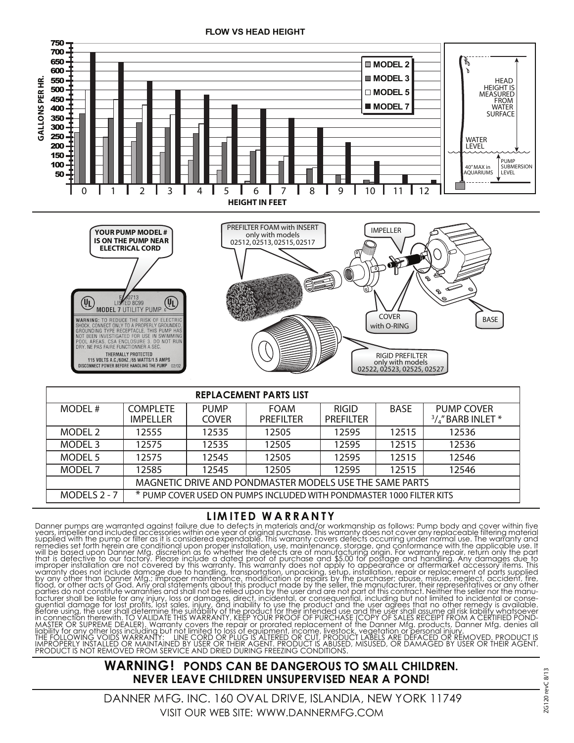FLOW VS HEAD HEIGHT

GALLONS PER HR.

750
700
650
600
550
500
450
400
350
300
250
200
150
100
50

0 1 2 3 4 5 6 7 8 9 10 11 12

HEIGHT IN FEET

MODEL 2
MODEL 3
MODEL 5
MODEL 7

HEAD HEIGHT IS MEASURED FROM WATER SURFACE

WATER LEVEL

40" MAX in AQUARIUMS

PUMP SUBMERSION LEVEL

YOUR PUMP MODEL # IS ON THE PUMP NEAR ELECTRICAL CORD

E130713
LISTED 8C99
MODEL 7 UTILITY PUMP

WARNING: TO REDUCE THE RISK OF ELECTRIC SHOCK, CONNECT ONLY TO A PROPERLY GROUNDED GROUNDING TYPE RECEPTACLE. THIS PUMP HAS NOT BEEN INVESTIGATED FOR USE IN SWIMMING POOL AREAS. CSA ENCLOSURE 3. DO NOT RUN DRY. NE PAS FAIRE FUNCTIONNER A SEC.

THERMALLY PROTECTED
115 VOLTS A.C./60HZ./65 WATTS/1.5 AMPS
DISCONNECT POWER BEFORE HANDLING THE PUMP 02/02

PREFILTER FOAM with INSERT only with models 02512, 02513, 02515, 02517

IMPELLER

COVER with O-RING

BASE

RIGID PREFILTER only with models 02522, 02523, 02525, 02527

| REPLACEMENT PARTS LIST | | | | | | |
|---|---|---|---|---|---|---|
| MODEL # | COMPLETE IMPELLER | PUMP COVER | FOAM PREFILTER | RIGID PREFILTER | BASE | PUMP COVER $^{3}/_{4}$" BARB INLET * |
| MODEL 2 | 12555 | 12535 | 12505 | 12595 | 12515 | 12536 |
| MODEL 3 | 12575 | 12535 | 12505 | 12595 | 12515 | 12536 |
| MODEL 5 | 12575 | 12545 | 12505 | 12595 | 12515 | 12546 |
| MODEL 7 | 12585 | 12545 | 12505 | 12595 | 12515 | 12546 |
| | MAGNETIC DRIVE AND PONDMASTER MODELS USE THE SAME PARTS | | | | | |
| MODELS 2 - 7 | * PUMP COVER USED ON PUMPS INCLUDED WITH PONDMASTER 1000 FILTER KITS | | | | | |

## LIMITED WARRANTY

Danner pumps are warranted against failure due to defects in materials and/or workmanship as follows: Pump body and cover within five years, impeller and included accessories within one year of original purchase. This warranty does not cover any replaceable filtering material supplied with the pump or filter as it is considered expendable. This warranty covers defects occurring under normal use. The warranty and remedies set forth herein are conditional upon proper installation, use, maintenance, storage, and conformance with the applicable use. It will be based upon Danner Mfg. discretion as to whether the defects are of manufacturing origin. For warranty repair, return only the part that is defective to our factory. Please include a dated proof of purchase and $5.00 for postage and handling. Any damages due to improper installation are not covered by this warranty. This warranty does not apply to appearance or aftermarket accessory items. This warranty does not include damage due to handling, transportation, unpacking, setup, installation, repair or replacement of parts supplied by any other than Danner Mfg.; improper maintenance, modification or repairs by the purchaser; abuse, misuse, neglect, accident, fire, flood, or other acts of God. Any oral statements about this product made by the seller, the manufacturer, their representatives or any other parties do not constitute warranties and shall not be relied upon by the user and are not part of this contract. Neither the seller nor the manufacturer shall be liable for any injury, loss or damages, direct, incidental, or consequential, including but not limited to incidental or consequential damage for lost profits, lost sales, injury, and inability to use the product and the user agrees that no other remedy is available. Before using, the user shall determine the suitability of the product for their intended use and the user shall assume all risk liability whatsoever in connection therewith. TO VALIDATE THIS WARRANTY, KEEP YOUR PROOF OF PURCHASE (COPY OF SALES RECEIPT FROM A CERTIFIED PONDMASTER OR SUPREME DEALER). Warranty covers the repair or prorated replacement of the Danner Mfg. products. Danner Mfg. denies all liability for any other loss including but not limited to loss of equipment, income, livestock, vegetation or personal injury.
THE FOLLOWING VOIDS WARRANTY: LINE CORD OR PLUG IS ALTERED OR CUT. PRODUCT LABELS ARE DEFACED OR REMOVED. PRODUCT IS IMPROPERLY INSTALLED OR MAINTAINED BY USER OR THEIR AGENT. PRODUCT IS ABUSED, MISUSED, OR DAMAGED BY USER OR THEIR AGENT. PRODUCT IS NOT REMOVED FROM SERVICE AND DRIED DURING FREEZING CONDITIONS.

**WARNING! PONDS CAN BE DANGEROUS TO SMALL CHILDREN.**
**NEVER LEAVE CHILDREN UNSUPERVISED NEAR A POND!**

DANNER MFG. INC. 160 OVAL DRIVE, ISLANDIA, NEW YORK 11749
VISIT OUR WEB SITE: WWW.DANNERMFG.COM

ZG120 revC 8/13